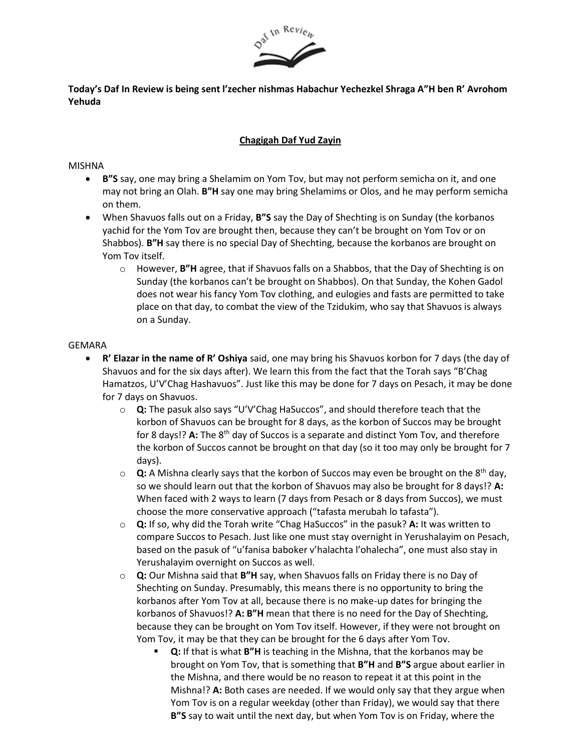**Today's Daf In Review is being sent l'zecher nishmas Habachur Yechezkel Shraga A"H ben R' Avrohom Yehuda**

**Chagigah Daf Yud Zayin**

MISHNA

- **B"S** say, one may bring a Shelamim on Yom Tov, but may not perform semicha on it, and one may not bring an Olah. **B"H** say one may bring Shelamims or Olos, and he may perform semicha on them.
- When Shavuos falls out on a Friday, **B"S** say the Day of Shechting is on Sunday (the korbanos yachid for the Yom Tov are brought then, because they can't be brought on Yom Tov or on Shabbos). **B"H** say there is no special Day of Shechting, because the korbanos are brought on Yom Tov itself.
  - However, **B"H** agree, that if Shavuos falls on a Shabbos, that the Day of Shechting is on Sunday (the korbanos can't be brought on Shabbos). On that Sunday, the Kohen Gadol does not wear his fancy Yom Tov clothing, and eulogies and fasts are permitted to take place on that day, to combat the view of the Tzidukim, who say that Shavuos is always on a Sunday.

GEMARA

- **R' Elazar in the name of R' Oshiya** said, one may bring his Shavuos korbon for 7 days (the day of Shavuos and for the six days after). We learn this from the fact that the Torah says "B'Chag Hamatzos, U'V'Chag Hashavuos". Just like this may be done for 7 days on Pesach, it may be done for 7 days on Shavuos.
  - **Q:** The pasuk also says "U'V'Chag HaSuccos", and should therefore teach that the korbon of Shavuos can be brought for 8 days, as the korbon of Succos may be brought for 8 days!? **A:** The 8th day of Succos is a separate and distinct Yom Tov, and therefore the korbon of Succos cannot be brought on that day (so it too may only be brought for 7 days).
  - **Q:** A Mishna clearly says that the korbon of Succos may even be brought on the 8th day, so we should learn out that the korbon of Shavuos may also be brought for 8 days!? **A:** When faced with 2 ways to learn (7 days from Pesach or 8 days from Succos), we must choose the more conservative approach ("tafasta merubah lo tafasta").
  - **Q:** If so, why did the Torah write "Chag HaSuccos" in the pasuk? **A:** It was written to compare Succos to Pesach. Just like one must stay overnight in Yerushalayim on Pesach, based on the pasuk of "u'fanisa baboker v'halachta l'ohalecha", one must also stay in Yerushalayim overnight on Succos as well.
  - **Q:** Our Mishna said that **B"H** say, when Shavuos falls on Friday there is no Day of Shechting on Sunday. Presumably, this means there is no opportunity to bring the korbanos after Yom Tov at all, because there is no make-up dates for bringing the korbanos of Shavuos!? **A: B"H** mean that there is no need for the Day of Shechting, because they can be brought on Yom Tov itself. However, if they were not brought on Yom Tov, it may be that they can be brought for the 6 days after Yom Tov.
    - **Q:** If that is what **B"H** is teaching in the Mishna, that the korbanos may be brought on Yom Tov, that is something that **B"H** and **B"S** argue about earlier in the Mishna, and there would be no reason to repeat it at this point in the Mishna!? **A:** Both cases are needed. If we would only say that they argue when Yom Tov is on a regular weekday (other than Friday), we would say that there **B"S** say to wait until the next day, but when Yom Tov is on Friday, where the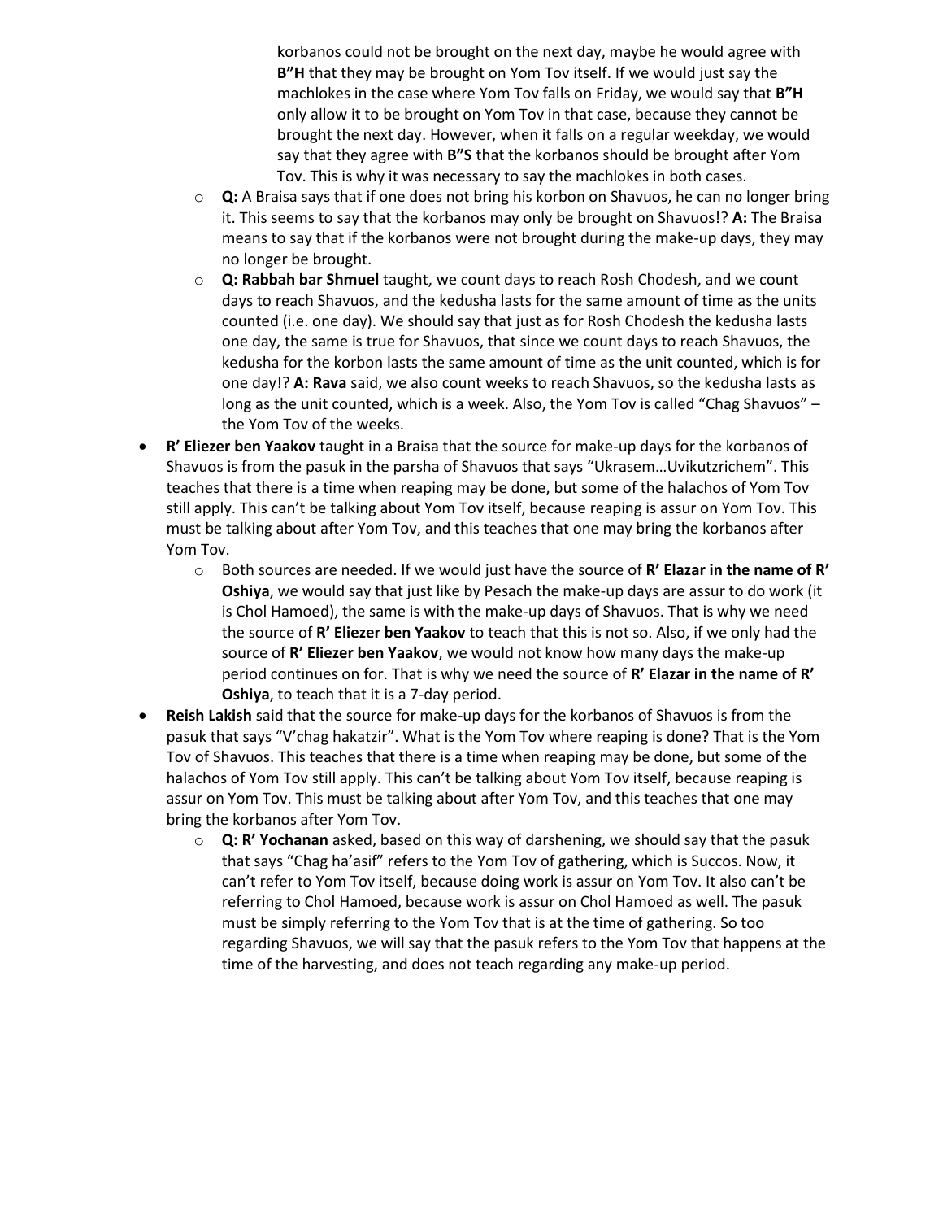korbanos could not be brought on the next day, maybe he would agree with **B"H** that they may be brought on Yom Tov itself. If we would just say the machlokes in the case where Yom Tov falls on Friday, we would say that **B"H** only allow it to be brought on Yom Tov in that case, because they cannot be brought the next day. However, when it falls on a regular weekday, we would say that they agree with **B"S** that the korbanos should be brought after Yom Tov. This is why it was necessary to say the machlokes in both cases.

  - **Q:** A Braisa says that if one does not bring his korbon on Shavuos, he can no longer bring it. This seems to say that the korbanos may only be brought on Shavuos!? **A:** The Braisa means to say that if the korbanos were not brought during the make-up days, they may no longer be brought.
  - **Q: Rabbah bar Shmuel** taught, we count days to reach Rosh Chodesh, and we count days to reach Shavuos, and the kedusha lasts for the same amount of time as the units counted (i.e. one day). We should say that just as for Rosh Chodesh the kedusha lasts one day, the same is true for Shavuos, that since we count days to reach Shavuos, the kedusha for the korbon lasts the same amount of time as the unit counted, which is for one day!? **A: Rava** said, we also count weeks to reach Shavuos, so the kedusha lasts as long as the unit counted, which is a week. Also, the Yom Tov is called "Chag Shavuos" – the Yom Tov of the weeks.

- **R' Eliezer ben Yaakov** taught in a Braisa that the source for make-up days for the korbanos of Shavuos is from the pasuk in the parsha of Shavuos that says "Ukrasem…Uvikutzrichem". This teaches that there is a time when reaping may be done, but some of the halachos of Yom Tov still apply. This can't be talking about Yom Tov itself, because reaping is assur on Yom Tov. This must be talking about after Yom Tov, and this teaches that one may bring the korbanos after Yom Tov.
  - Both sources are needed. If we would just have the source of **R' Elazar in the name of R' Oshiya**, we would say that just like by Pesach the make-up days are assur to do work (it is Chol Hamoed), the same is with the make-up days of Shavuos. That is why we need the source of **R' Eliezer ben Yaakov** to teach that this is not so. Also, if we only had the source of **R' Eliezer ben Yaakov**, we would not know how many days the make-up period continues on for. That is why we need the source of **R' Elazar in the name of R' Oshiya**, to teach that it is a 7-day period.
- **Reish Lakish** said that the source for make-up days for the korbanos of Shavuos is from the pasuk that says "V'chag hakatzir". What is the Yom Tov where reaping is done? That is the Yom Tov of Shavuos. This teaches that there is a time when reaping may be done, but some of the halachos of Yom Tov still apply. This can't be talking about Yom Tov itself, because reaping is assur on Yom Tov. This must be talking about after Yom Tov, and this teaches that one may bring the korbanos after Yom Tov.
  - **Q: R' Yochanan** asked, based on this way of darshening, we should say that the pasuk that says "Chag ha'asif" refers to the Yom Tov of gathering, which is Succos. Now, it can't refer to Yom Tov itself, because doing work is assur on Yom Tov. It also can't be referring to Chol Hamoed, because work is assur on Chol Hamoed as well. The pasuk must be simply referring to the Yom Tov that is at the time of gathering. So too regarding Shavuos, we will say that the pasuk refers to the Yom Tov that happens at the time of the harvesting, and does not teach regarding any make-up period.